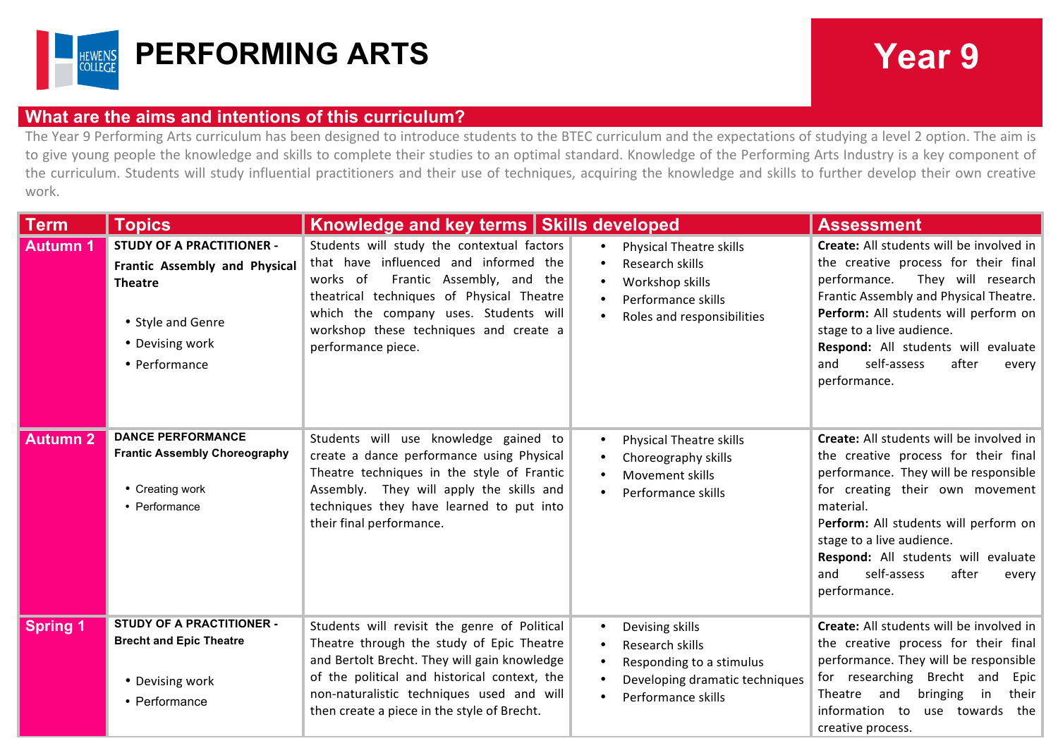# PERFORMING ARTS

## Year 9

## What are the aims and intentions of this curriculum?

The Year 9 Performing Arts curriculum has been designed to introduce students to the BTEC curriculum and the expectations of studying a level 2 option. The aim is to give young people the knowledge and skills to complete their studies to an optimal standard. Knowledge of the Performing Arts Industry is a key component of the curriculum. Students will study influential practitioners and their use of techniques, acquiring the knowledge and skills to further develop their own creative work.

| Term | Topics | Knowledge and key terms | Skills developed | Assessment |
|---|---|---|---|---|
| **Autumn 1** | **STUDY OF A PRACTITIONER - Frantic Assembly and Physical Theatre**<br>• Style and Genre<br>• Devising work<br>• Performance | Students will study the contextual factors that have influenced and informed the works of Frantic Assembly, and the theatrical techniques of Physical Theatre which the company uses. Students will workshop these techniques and create a performance piece. | • Physical Theatre skills<br>• Research skills<br>• Workshop skills<br>• Performance skills<br>• Roles and responsibilities | **Create:** All students will be involved in the creative process for their final performance. They will research Frantic Assembly and Physical Theatre.<br>**Perform:** All students will perform on stage to a live audience.<br>**Respond:** All students will evaluate and self-assess after every performance. |
| **Autumn 2** | **DANCE PERFORMANCE**<br>**Frantic Assembly Choreography**<br>• Creating work<br>• Performance | Students will use knowledge gained to create a dance performance using Physical Theatre techniques in the style of Frantic Assembly. They will apply the skills and techniques they have learned to put into their final performance. | • Physical Theatre skills<br>• Choreography skills<br>• Movement skills<br>• Performance skills | **Create:** All students will be involved in the creative process for their final performance. They will be responsible for creating their own movement material.<br>**Perform:** All students will perform on stage to a live audience.<br>**Respond:** All students will evaluate and self-assess after every performance. |
| **Spring 1** | **STUDY OF A PRACTITIONER - Brecht and Epic Theatre**<br>• Devising work<br>• Performance | Students will revisit the genre of Political Theatre through the study of Epic Theatre and Bertolt Brecht. They will gain knowledge of the political and historical context, the non-naturalistic techniques used and will then create a piece in the style of Brecht. | • Devising skills<br>• Research skills<br>• Responding to a stimulus<br>• Developing dramatic techniques<br>• Performance skills | **Create:** All students will be involved in the creative process for their final performance. They will be responsible for researching Brecht and Epic Theatre and bringing in their information to use towards the creative process. |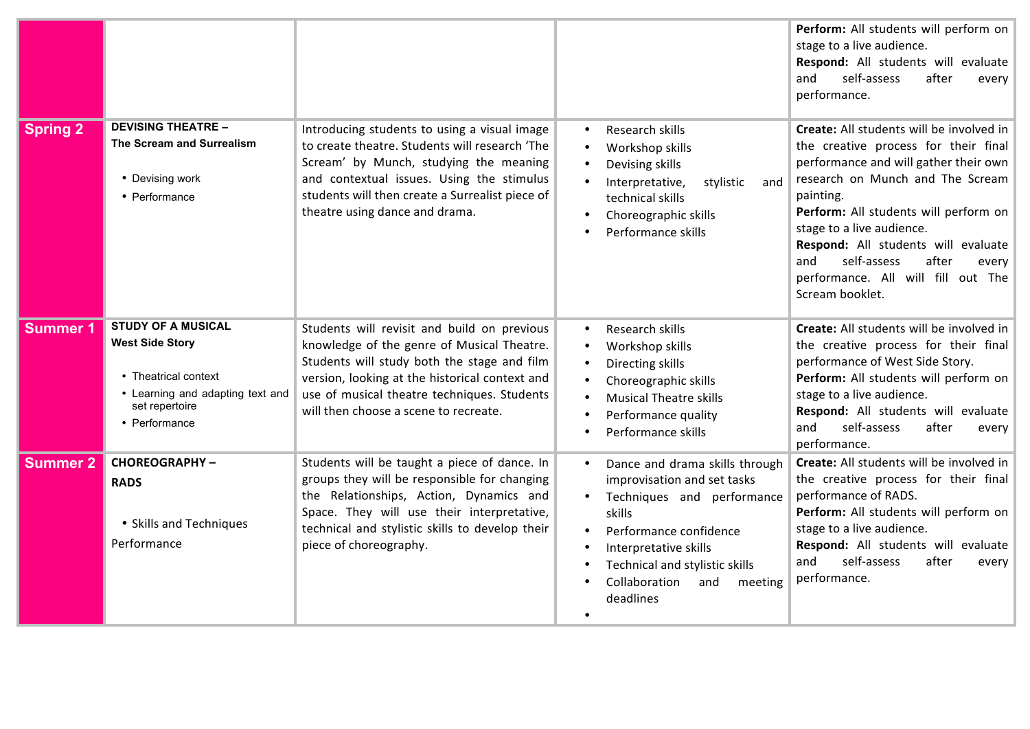| | | | | |
|---|---|---|---|---|
| | | | | **Perform:** All students will perform on stage to a live audience.<br>**Respond:** All students will evaluate and self-assess after every performance. |
| **Spring 2** | **DEVISING THEATRE – The Scream and Surrealism**<br>• Devising work<br>• Performance | Introducing students to using a visual image to create theatre. Students will research 'The Scream' by Munch, studying the meaning and contextual issues. Using the stimulus students will then create a Surrealist piece of theatre using dance and drama. | • Research skills<br>• Workshop skills<br>• Devising skills<br>• Interpretative, stylistic and technical skills<br>• Choreographic skills<br>• Performance skills | **Create:** All students will be involved in the creative process for their final performance and will gather their own research on Munch and The Scream painting.<br>**Perform:** All students will perform on stage to a live audience.<br>**Respond:** All students will evaluate and self-assess after every performance. All will fill out The Scream booklet. |
| **Summer 1** | **STUDY OF A MUSICAL West Side Story**<br>• Theatrical context<br>• Learning and adapting text and set repertoire<br>• Performance | Students will revisit and build on previous knowledge of the genre of Musical Theatre. Students will study both the stage and film version, looking at the historical context and use of musical theatre techniques. Students will then choose a scene to recreate. | • Research skills<br>• Workshop skills<br>• Directing skills<br>• Choreographic skills<br>• Musical Theatre skills<br>• Performance quality<br>• Performance skills | **Create:** All students will be involved in the creative process for their final performance of West Side Story.<br>**Perform:** All students will perform on stage to a live audience.<br>**Respond:** All students will evaluate and self-assess after every performance. |
| **Summer 2** | **CHOREOGRAPHY – RADS**<br>• Skills and Techniques<br>Performance | Students will be taught a piece of dance. In groups they will be responsible for changing the Relationships, Action, Dynamics and Space. They will use their interpretative, technical and stylistic skills to develop their piece of choreography. | • Dance and drama skills through improvisation and set tasks<br>• Techniques and performance skills<br>• Performance confidence<br>• Interpretative skills<br>• Technical and stylistic skills<br>• Collaboration and meeting deadlines<br>• | **Create:** All students will be involved in the creative process for their final performance of RADS.<br>**Perform:** All students will perform on stage to a live audience.<br>**Respond:** All students will evaluate and self-assess after every performance. |